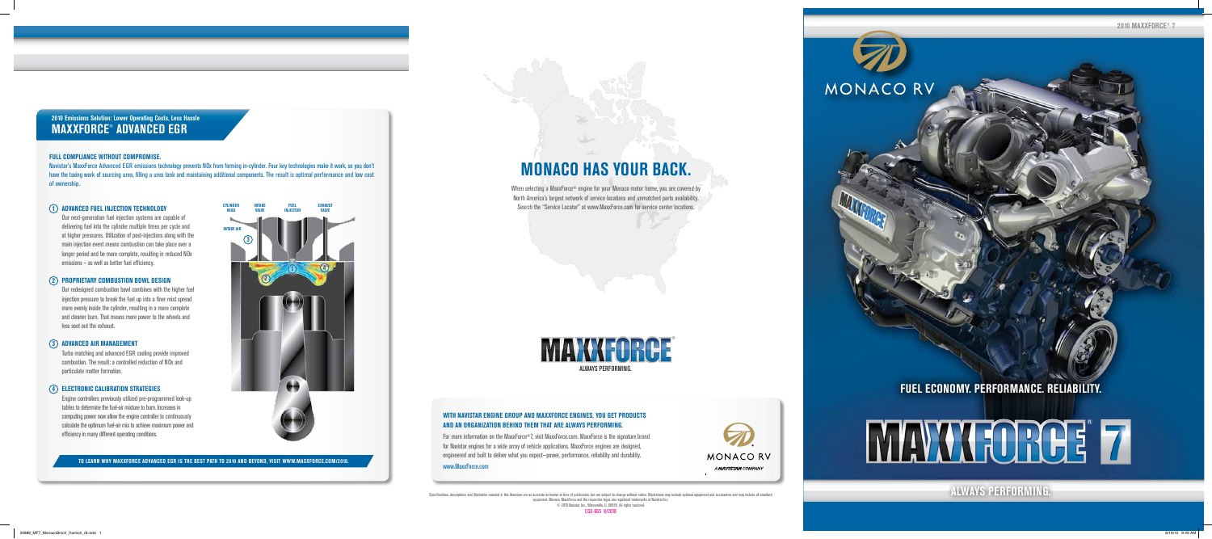## 2010 Emissions Solution: Lower Operating Costs, Less Hassle

# MAXXFORCE® ADVANCED EGR

**FULL COMPLIANCE WITHOUT COMPROMISE.**

Navistar's MaxxForce Advanced EGR emissions technology prevents NOx from forming in-cylinder. Four key technologies make it work, so you don't have the taxing work of sourcing urea, filling a urea tank and maintaining additional components. The result is optimal performance and low cost of ownership.

### 1 ADVANCED FUEL INJECTION TECHNOLOGY

Our next-generation fuel injection systems are capable of delivering fuel into the cylinder multiple times per cycle and at higher pressures. Utilization of post-injections along with the main injection event means combustion can take place over a longer period and be more complete, resulting in reduced NOx emissions – as well as better fuel efficiency.

### 2 PROPRIETARY COMBUSTION BOWL DESIGN

Our redesigned combustion bowl combines with the higher fuel injection pressure to break the fuel up into a finer mist spread more evenly inside the cylinder, resulting in a more complete and cleaner burn. That means more power to the wheels and less soot out the exhaust.

### 3 ADVANCED AIR MANAGEMENT

Turbo matching and advanced EGR cooling provide improved combustion. The result: a controlled reduction of NOx and particulate matter formation.

### 4 ELECTRONIC CALIBRATION STRATEGIES

Engine controllers previously utilized pre-programmed look-up tables to determine the fuel-air mixture to burn. Increases in computing power now allow the engine controller to continuously calculate the optimum fuel-air mix to achieve maximum power and efficiency in many different operating conditions.

CYLINDER HEAD | INTAKE VALVE | FUEL INJECTOR | EXHAUST VALVE | INTAKE AIR

**TO LEARN WHY MAXXFORCE ADVANCED EGR IS THE BEST PATH TO 2010 AND BEYOND, VISIT WWW.MAXXFORCE.COM/2010.**

# MONACO HAS YOUR BACK.

When selecting a MaxxForce® engine for your Monaco motor home, you are covered by North America's largest network of service locations and unmatched parts availability. Search the "Service Locator" at www.MaxxForce.com for service center locations.

MAXXFORCE®
ALWAYS PERFORMING.

**WITH NAVISTAR ENGINE GROUP AND MAXXFORCE ENGINES, YOU GET PRODUCTS AND AN ORGANIZATION BEHIND THEM THAT ARE ALWAYS PERFORMING.**

For more information on the MaxxForce® 7, visit MaxxForce.com. MaxxForce is the signature brand for Navistar engines for a wide array of vehicle applications. MaxxForce engines are designed, engineered and built to deliver what you expect—power, performance, reliability and durability.

www.MaxxForce.com

MONACO RV
A NAVISTAR COMPANY

Specifications, descriptions and illustrative material in this literature are as accurate as known at time of publication, but are subject to change without notice. Illustrations may include optional equipment and accessories and may include all standard equipment. Monaco, MaxxForce and the respective logos are registered trademarks of Navistar Inc.
© 2010 Navistar Inc., Warrenville, IL 60555. All rights reserved.
CGE-955 8/2010

2010 MAXXFORCE® 7

MONACO RV

## FUEL ECONOMY. PERFORMANCE. RELIABILITY.

# MAXXFORCE® 7

## ALWAYS PERFORMING.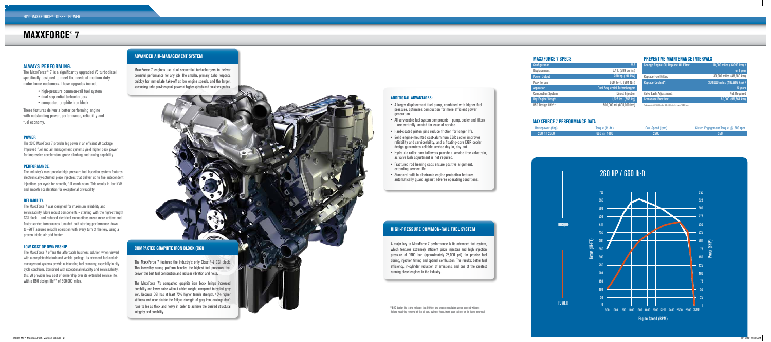# MAXXFORCE® 7

## ALWAYS PERFORMING.

The MaxxForce® 7 is a significantly upgraded V8 turbodiesel specifically designed to meet the needs of medium-duty motor home customers. These upgrades include:

- high-pressure common-rail fuel system
- dual sequential turbochargers
- compacted graphite iron block

These features deliver a better performing engine with outstanding power, performance, reliability and fuel economy.

### POWER.

The 2010 MaxxForce 7 provides big power in an efficient V8 package. Improved fuel and air management systems yield higher peak power for impressive acceleration, grade climbing and towing capability.

### PERFORMANCE.

The industry's most precise high-pressure fuel injection system features electronically-actuated piezo injectors that deliver up to five independent injections per cycle for smooth, full combustion. This results in low NVH and smooth acceleration for exceptional driveability.

### RELIABILITY.

The MaxxForce 7 was designed for maximum reliability and serviceability. More robust components – starting with the high-strength CGI block – and reduced electrical connections mean more uptime and faster service turnarounds. Unaided cold-starting performance down to -20°F assures reliable operation with every turn of the key, using a proven intake air grid heater.

### LOW COST OF OWNERSHIP.

The MaxxForce 7 offers the affordable business solution when viewed with a complete drivetrain and vehicle package. Its advanced fuel and air-management systems provide outstanding fuel economy, especially in city cycle conditions. Combined with exceptional reliability and serviceability, this V8 provides low cost of ownership over its extended service life, with a B50 design life** of 500,000 miles.

## ADVANCED AIR-MANAGEMENT SYSTEM

MaxxForce 7 engines use dual sequential turbochargers to deliver powerful performance for any job. The smaller, primary turbo responds quickly for immediate take-off at low engine speeds, and the larger, secondary turbo provides peak power at higher speeds and on steep grades.

## COMPACTED GRAPHITE IRON BLOCK (CGI)

The MaxxForce 7 features the industry's only Class 4-7 CGI block. This incredibly strong platform handles the highest fuel pressures that deliver the best fuel combustion and reduces vibration and noise.

The MaxxForce 7's compacted graphite iron block brings increased durability and lower noise without added weight, compared to typical gray iron. Because CGI has at least 75% higher tensile strength, 45% higher stiffness and near double the fatigue strength of gray iron, castings don't have to be as thick and heavy in order to achieve the desired structural integrity and durability.

### ADDITIONAL ADVANTAGES:

- A larger displacement fuel pump, combined with higher fuel pressure, optimizes combustion for more efficient power generation.
- All serviceable fuel system components – pump, cooler and filters – are centrally located for ease of service.
- Hard-coated piston pins reduce friction for longer life.
- Solid engine-mounted cast-aluminum EGR cooler improves reliability and serviceability, and a floating-core EGR cooler design guarantees reliable service day-in, day-out.
- Hydraulic roller-cam followers provide a service-free valvetrain, as valve lash adjustment is not required.
- Fractured rod bearing caps ensure positive alignment, extending service life.
- Standard built-in electronic engine protection features automatically guard against adverse operating conditions.

## HIGH-PRESSURE COMMON-RAIL FUEL SYSTEM

A major key to MaxxForce 7 performance is its advanced fuel system, which features extremely efficient piezo injectors and high injection pressure of 1900 bar (approximately 28,000 psi) for precise fuel dosing, injection timing and optimal combustion. The results: better fuel efficiency, in-cylinder reduction of emissions, and one of the quietest running diesel engines in the industry.

**B50 design life is the mileage that 50% of the engine population would exceed without failure requiring removal of the oil pan, cylinder head, front gear train or an in-frame overhaul.

### MAXXFORCE 7 SPECS

| Specification | Value |
|---|---|
| Configuration | V-8 |
| Displacement | 6.4 L (389 cu. in.) |
| Power Output | 260 hp (194 kW) |
| Peak Torque | 660 lb.-ft. (894 Nm) |
| Aspiration | Dual Sequential Turbochargers |
| Combustion System | Direct Injection |
| Dry Engine Weight | 1,225 lbs. (556 kg) |
| B50 Design Life** | 500,000 mi (805,000 km) |

### PREVENTIVE MAINTENANCE INTERVALS

| Item | Interval |
|---|---|
| Change Engine Oil, Replace Oil Filter: | 10,000 miles (16,093 km) / or 1 year |
| Replace Fuel Filter: | 30,000 miles (48,280 km) |
| Replace Coolant*: | 300,000 miles (482,803 km) / 5 years |
| Valve Lash Adjustment: | Not Required |
| Crankcase Breather: | 60,000 (96,561 km) |

*Add extender @ 150,000 miles (241,401 km) / 2.5 years / 6,000 hours

### MAXXFORCE 7 PERFORMANCE DATA

| Horsepower (bhp) | Torque (lb.-ft.) | Gov. Speed (rpm) | Clutch Engagement Torque @ 800 rpm |
|---|---|---|---|
| 260 @ 2600 | 660 @ 1400 | 2800 | 350 |

## 260 HP / 660 lb-ft

TORQUE — Torque (LB-FT): 0–700
POWER — Power (BHP): 0–350
Engine Speed (RPM): 800–3000